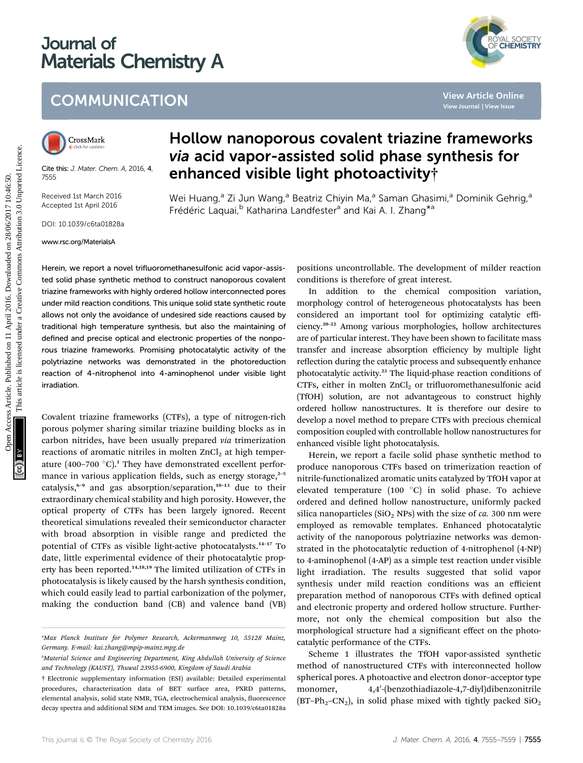# Journal of Materials Chemistry A

## COMMUNICATION

Cite this: *J. Mater. Chem. A*, 2016, 4, 7555

Received 1st March 2016
Accepted 1st April 2016

DOI: 10.1039/c6ta01828a

www.rsc.org/MaterialsA

# Hollow nanoporous covalent triazine frameworks *via* acid vapor-assisted solid phase synthesis for enhanced visible light photoactivity†

Wei Huang,[a] Zi Jun Wang,[a] Beatriz Chiyin Ma,[a] Saman Ghasimi,[a] Dominik Gehrig,[a] Frédéric Laquai,[b] Katharina Landfester[a] and Kai A. I. Zhang*[a]

Herein, we report a novel trifluoromethanesulfonic acid vapor-assisted solid phase synthetic method to construct nanoporous covalent triazine frameworks with highly ordered hollow interconnected pores under mild reaction conditions. This unique solid state synthetic route allows not only the avoidance of undesired side reactions caused by traditional high temperature synthesis, but also the maintaining of defined and precise optical and electronic properties of the nonporous triazine frameworks. Promising photocatalytic activity of the polytriazine networks was demonstrated in the photoreduction reaction of 4-nitrophenol into 4-aminophenol under visible light irradiation.

Covalent triazine frameworks (CTFs), a type of nitrogen-rich porous polymer sharing similar triazine building blocks as in carbon nitrides, have been usually prepared *via* trimerization reactions of aromatic nitriles in molten $ZnCl_2$ at high temperature (400–700 °C).[1] They have demonstrated excellent performance in various application fields, such as energy storage,[2–5] catalysis,[6–9] and gas absorption/separation,[10–13] due to their extraordinary chemical stability and high porosity. However, the optical property of CTFs has been largely ignored. Recent theoretical simulations revealed their semiconductor character with broad absorption in visible range and predicted the potential of CTFs as visible light-active photocatalysts.[14–17] To date, little experimental evidence of their photocatalytic property has been reported.[14,18,19] The limited utilization of CTFs in photocatalysis is likely caused by the harsh synthesis condition, which could easily lead to partial carbonization of the polymer, making the conduction band (CB) and valence band (VB) positions uncontrollable. The development of milder reaction conditions is therefore of great interest.

In addition to the chemical composition variation, morphology control of heterogeneous photocatalysts has been considered an important tool for optimizing catalytic efficiency.[20–22] Among various morphologies, hollow architectures are of particular interest. They have been shown to facilitate mass transfer and increase absorption efficiency by multiple light reflection during the catalytic process and subsequently enhance photocatalytic activity.[23] The liquid-phase reaction conditions of CTFs, either in molten $ZnCl_2$ or trifluoromethanesulfonic acid (TfOH) solution, are not advantageous to construct highly ordered hollow nanostructures. It is therefore our desire to develop a novel method to prepare CTFs with precious chemical composition coupled with controllable hollow nanostructures for enhanced visible light photocatalysis.

Herein, we report a facile solid phase synthetic method to produce nanoporous CTFs based on trimerization reaction of nitrile-functionalized aromatic units catalyzed by TfOH vapor at elevated temperature (100 °C) in solid phase. To achieve ordered and defined hollow nanostructure, uniformly packed silica nanoparticles ($SiO_2$ NPs) with the size of *ca.* 300 nm were employed as removable templates. Enhanced photocatalytic activity of the nanoporous polytriazine networks was demonstrated in the photocatalytic reduction of 4-nitrophenol (4-NP) to 4-aminophenol (4-AP) as a simple test reaction under visible light irradiation. The results suggested that solid vapor synthesis under mild reaction conditions was an efficient preparation method of nanoporous CTFs with defined optical and electronic property and ordered hollow structure. Furthermore, not only the chemical composition but also the morphological structure had a significant effect on the photocatalytic performance of the CTFs.

Scheme 1 illustrates the TfOH vapor-assisted synthetic method of nanostructured CTFs with interconnected hollow spherical pores. A photoactive and electron donor–acceptor type monomer, 4,4′-(benzothiadiazole-4,7-diyl)dibenzonitrile ($BT–Ph_2–CN_2$), in solid phase mixed with tightly packed $SiO_2$

---

[a]Max Planck Institute for Polymer Research, Ackermannweg 10, 55128 Mainz, Germany. E-mail: kai.zhang@mpip-mainz.mpg.de

[b]Material Science and Engineering Department, King Abdullah University of Science and Technology (KAUST), Thuwal 23955-6900, Kingdom of Saudi Arabia

† Electronic supplementary information (ESI) available: Detailed experimental procedures, characterization data of BET surface area, PXRD patterns, elemental analysis, solid state NMR, TGA, electrochemical analysis, fluorescence decay spectra and additional SEM and TEM images. See DOI: 10.1039/c6ta01828a

Open Access Article. Published on 11 April 2016. Downloaded on 28/06/2017 10:46:50. This article is licensed under a Creative Commons Attribution 3.0 Unported Licence.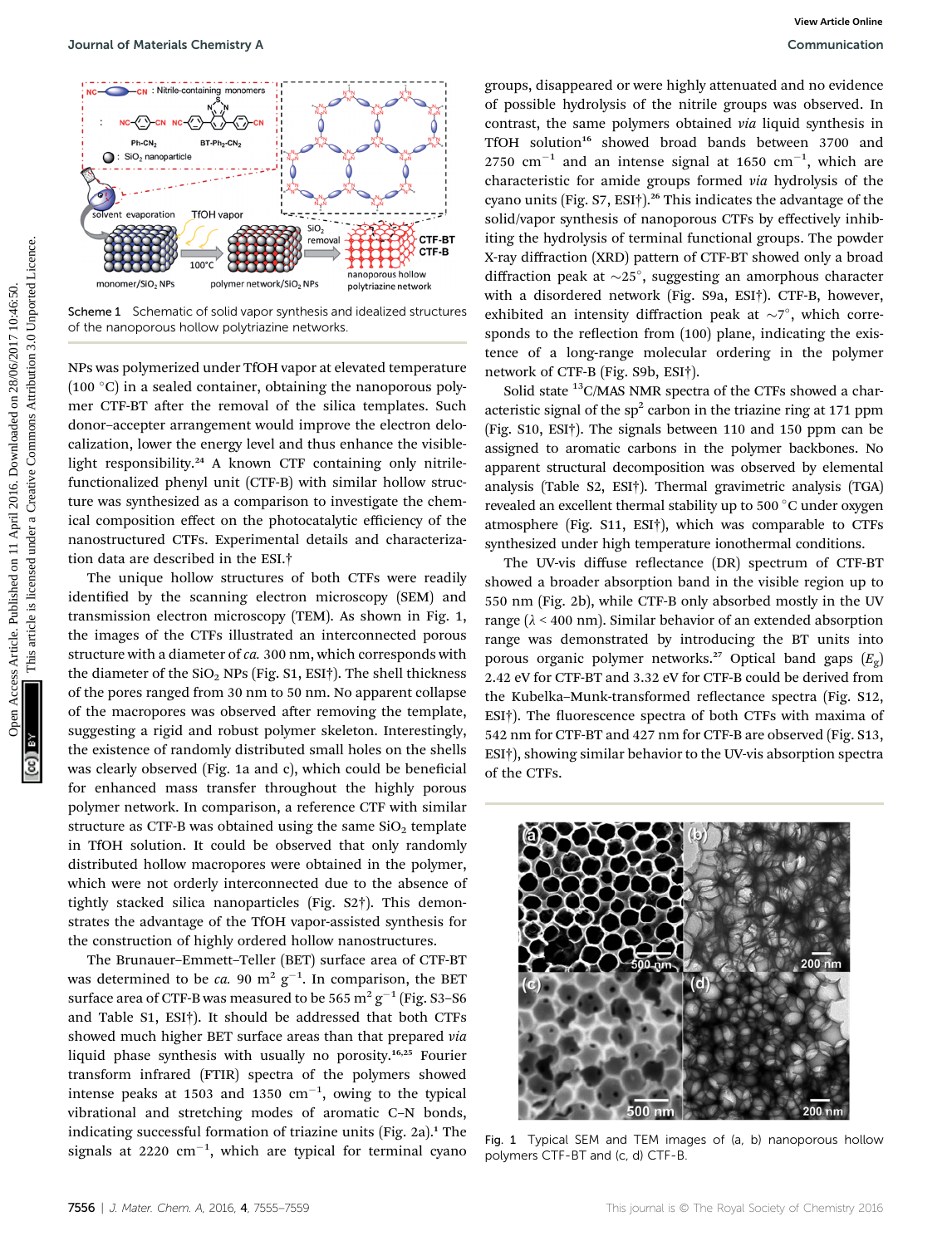Scheme 1 Schematic of solid vapor synthesis and idealized structures of the nanoporous hollow polytriazine networks.

NPs was polymerized under TfOH vapor at elevated temperature (100 °C) in a sealed container, obtaining the nanoporous polymer CTF-BT after the removal of the silica templates. Such donor–accepter arrangement would improve the electron delocalization, lower the energy level and thus enhance the visible-light responsibility.[24] A known CTF containing only nitrile-functionalized phenyl unit (CTF-B) with similar hollow structure was synthesized as a comparison to investigate the chemical composition effect on the photocatalytic efficiency of the nanostructured CTFs. Experimental details and characterization data are described in the ESI.†

The unique hollow structures of both CTFs were readily identified by the scanning electron microscopy (SEM) and transmission electron microscopy (TEM). As shown in Fig. 1, the images of the CTFs illustrated an interconnected porous structure with a diameter of *ca.* 300 nm, which corresponds with the diameter of the $SiO_2$ NPs (Fig. S1, ESI†). The shell thickness of the pores ranged from 30 nm to 50 nm. No apparent collapse of the macropores was observed after removing the template, suggesting a rigid and robust polymer skeleton. Interestingly, the existence of randomly distributed small holes on the shells was clearly observed (Fig. 1a and c), which could be beneficial for enhanced mass transfer throughout the highly porous polymer network. In comparison, a reference CTF with similar structure as CTF-B was obtained using the same $SiO_2$ template in TfOH solution. It could be observed that only randomly distributed hollow macropores were obtained in the polymer, which were not orderly interconnected due to the absence of tightly stacked silica nanoparticles (Fig. S2†). This demonstrates the advantage of the TfOH vapor-assisted synthesis for the construction of highly ordered hollow nanostructures.

The Brunauer–Emmett–Teller (BET) surface area of CTF-BT was determined to be *ca.* 90 $m^2\,g^{-1}$. In comparison, the BET surface area of CTF-B was measured to be 565 $m^2\,g^{-1}$ (Fig. S3–S6 and Table S1, ESI†). It should be addressed that both CTFs showed much higher BET surface areas than that prepared *via* liquid phase synthesis with usually no porosity.[16,25] Fourier transform infrared (FTIR) spectra of the polymers showed intense peaks at 1503 and 1350 $cm^{-1}$, owing to the typical vibrational and stretching modes of aromatic C–N bonds, indicating successful formation of triazine units (Fig. 2a).[1] The signals at 2220 $cm^{-1}$, which are typical for terminal cyano groups, disappeared or were highly attenuated and no evidence of possible hydrolysis of the nitrile groups was observed. In contrast, the same polymers obtained *via* liquid synthesis in TfOH solution[16] showed broad bands between 3700 and 2750 $cm^{-1}$ and an intense signal at 1650 $cm^{-1}$, which are characteristic for amide groups formed *via* hydrolysis of the cyano units (Fig. S7, ESI†).[26] This indicates the advantage of the solid/vapor synthesis of nanoporous CTFs by effectively inhibiting the hydrolysis of terminal functional groups. The powder X-ray diffraction (XRD) pattern of CTF-BT showed only a broad diffraction peak at ~25°, suggesting an amorphous character with a disordered network (Fig. S9a, ESI†). CTF-B, however, exhibited an intensity diffraction peak at ~7°, which corresponds to the reflection from (100) plane, indicating the existence of a long-range molecular ordering in the polymer network of CTF-B (Fig. S9b, ESI†).

Solid state $^{13}$C/MAS NMR spectra of the CTFs showed a characteristic signal of the sp$^2$ carbon in the triazine ring at 171 ppm (Fig. S10, ESI†). The signals between 110 and 150 ppm can be assigned to aromatic carbons in the polymer backbones. No apparent structural decomposition was observed by elemental analysis (Table S2, ESI†). Thermal gravimetric analysis (TGA) revealed an excellent thermal stability up to 500 °C under oxygen atmosphere (Fig. S11, ESI†), which was comparable to CTFs synthesized under high temperature ionothermal conditions.

The UV-vis diffuse reflectance (DR) spectrum of CTF-BT showed a broader absorption band in the visible region up to 550 nm (Fig. 2b), while CTF-B only absorbed mostly in the UV range ($\lambda$ < 400 nm). Similar behavior of an extended absorption range was demonstrated by introducing the BT units into porous organic polymer networks.[27] Optical band gaps ($E_g$) 2.42 eV for CTF-BT and 3.32 eV for CTF-B could be derived from the Kubelka–Munk-transformed reflectance spectra (Fig. S12, ESI†). The fluorescence spectra of both CTFs with maxima of 542 nm for CTF-BT and 427 nm for CTF-B are observed (Fig. S13, ESI†), showing similar behavior to the UV-vis absorption spectra of the CTFs.

Fig. 1 Typical SEM and TEM images of (a, b) nanoporous hollow polymers CTF-BT and (c, d) CTF-B.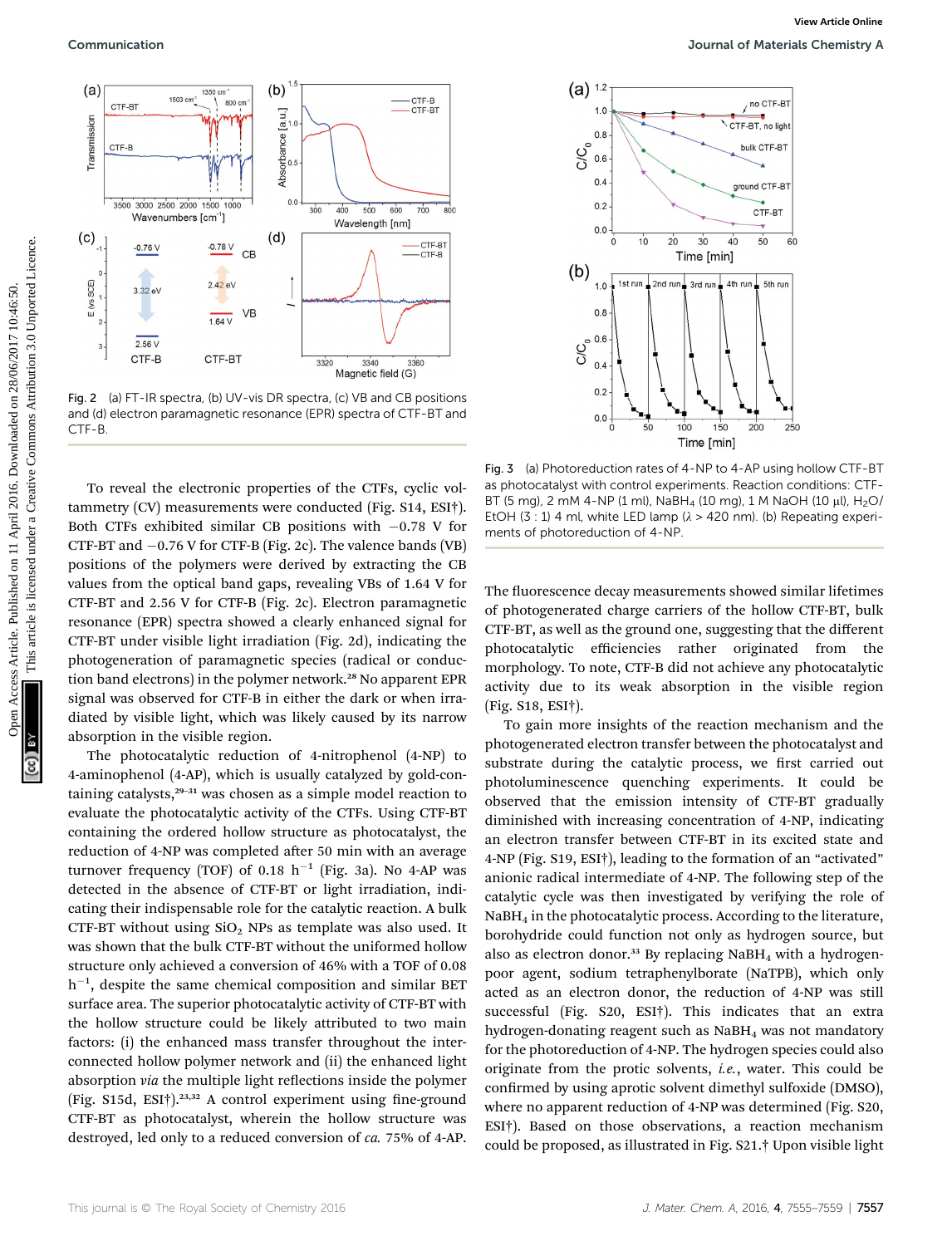Fig. 2 (a) FT-IR spectra, (b) UV-vis DR spectra, (c) VB and CB positions and (d) electron paramagnetic resonance (EPR) spectra of CTF-BT and CTF-B.

To reveal the electronic properties of the CTFs, cyclic voltammetry (CV) measurements were conducted (Fig. S14, ESI†). Both CTFs exhibited similar CB positions with −0.78 V for CTF-BT and −0.76 V for CTF-B (Fig. 2c). The valence bands (VB) positions of the polymers were derived by extracting the CB values from the optical band gaps, revealing VBs of 1.64 V for CTF-BT and 2.56 V for CTF-B (Fig. 2c). Electron paramagnetic resonance (EPR) spectra showed a clearly enhanced signal for CTF-BT under visible light irradiation (Fig. 2d), indicating the photogeneration of paramagnetic species (radical or conduction band electrons) in the polymer network.[28] No apparent EPR signal was observed for CTF-B in either the dark or when irradiated by visible light, which was likely caused by its narrow absorption in the visible region.

The photocatalytic reduction of 4-nitrophenol (4-NP) to 4-aminophenol (4-AP), which is usually catalyzed by gold-containing catalysts,[29–31] was chosen as a simple model reaction to evaluate the photocatalytic activity of the CTFs. Using CTF-BT containing the ordered hollow structure as photocatalyst, the reduction of 4-NP was completed after 50 min with an average turnover frequency (TOF) of 0.18 $h^{-1}$ (Fig. 3a). No 4-AP was detected in the absence of CTF-BT or light irradiation, indicating their indispensable role for the catalytic reaction. A bulk CTF-BT without using $SiO_2$ NPs as template was also used. It was shown that the bulk CTF-BT without the uniformed hollow structure only achieved a conversion of 46% with a TOF of 0.08 $h^{-1}$, despite the same chemical composition and similar BET surface area. The superior photocatalytic activity of CTF-BT with the hollow structure could be likely attributed to two main factors: (i) the enhanced mass transfer throughout the interconnected hollow polymer network and (ii) the enhanced light absorption *via* the multiple light reflections inside the polymer (Fig. S15d, ESI†).[23,32] A control experiment using fine-ground CTF-BT as photocatalyst, wherein the hollow structure was destroyed, led only to a reduced conversion of *ca.* 75% of 4-AP.

Fig. 3 (a) Photoreduction rates of 4-NP to 4-AP using hollow CTF-BT as photocatalyst with control experiments. Reaction conditions: CTF-BT (5 mg), 2 mM 4-NP (1 ml), $NaBH_4$ (10 mg), 1 M NaOH (10 μl), $H_2O$/EtOH (3 : 1) 4 ml, white LED lamp (λ > 420 nm). (b) Repeating experiments of photoreduction of 4-NP.

The fluorescence decay measurements showed similar lifetimes of photogenerated charge carriers of the hollow CTF-BT, bulk CTF-BT, as well as the ground one, suggesting that the different photocatalytic efficiencies rather originated from the morphology. To note, CTF-B did not achieve any photocatalytic activity due to its weak absorption in the visible region (Fig. S18, ESI†).

To gain more insights of the reaction mechanism and the photogenerated electron transfer between the photocatalyst and substrate during the catalytic process, we first carried out photoluminescence quenching experiments. It could be observed that the emission intensity of CTF-BT gradually diminished with increasing concentration of 4-NP, indicating an electron transfer between CTF-BT in its excited state and 4-NP (Fig. S19, ESI†), leading to the formation of an "activated" anionic radical intermediate of 4-NP. The following step of the catalytic cycle was then investigated by verifying the role of $NaBH_4$ in the photocatalytic process. According to the literature, borohydride could function not only as hydrogen source, but also as electron donor.[33] By replacing $NaBH_4$ with a hydrogen-poor agent, sodium tetraphenylborate (NaTPB), which only acted as an electron donor, the reduction of 4-NP was still successful (Fig. S20, ESI†). This indicates that an extra hydrogen-donating reagent such as $NaBH_4$ was not mandatory for the photoreduction of 4-NP. The hydrogen species could also originate from the protic solvents, *i.e.*, water. This could be confirmed by using aprotic solvent dimethyl sulfoxide (DMSO), where no apparent reduction of 4-NP was determined (Fig. S20, ESI†). Based on those observations, a reaction mechanism could be proposed, as illustrated in Fig. S21.† Upon visible light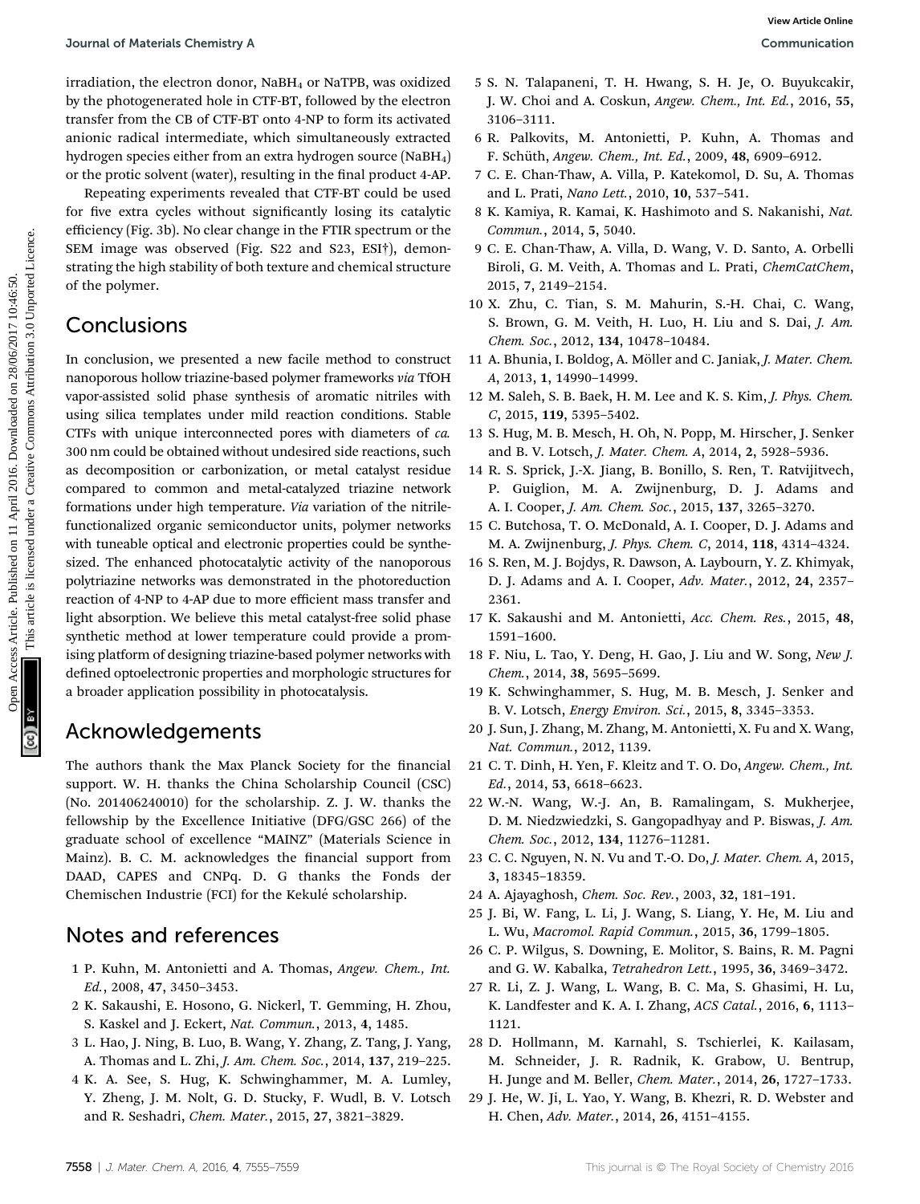irradiation, the electron donor, $NaBH_4$ or NaTPB, was oxidized by the photogenerated hole in CTF-BT, followed by the electron transfer from the CB of CTF-BT onto 4-NP to form its activated anionic radical intermediate, which simultaneously extracted hydrogen species either from an extra hydrogen source ($NaBH_4$) or the protic solvent (water), resulting in the final product 4-AP.

Repeating experiments revealed that CTF-BT could be used for five extra cycles without significantly losing its catalytic efficiency (Fig. 3b). No clear change in the FTIR spectrum or the SEM image was observed (Fig. S22 and S23, ESI†), demonstrating the high stability of both texture and chemical structure of the polymer.

## Conclusions

In conclusion, we presented a new facile method to construct nanoporous hollow triazine-based polymer frameworks *via* TfOH vapor-assisted solid phase synthesis of aromatic nitriles with using silica templates under mild reaction conditions. Stable CTFs with unique interconnected pores with diameters of *ca.* 300 nm could be obtained without undesired side reactions, such as decomposition or carbonization, or metal catalyst residue compared to common and metal-catalyzed triazine network formations under high temperature. *Via* variation of the nitrile-functionalized organic semiconductor units, polymer networks with tuneable optical and electronic properties could be synthesized. The enhanced photocatalytic activity of the nanoporous polytriazine networks was demonstrated in the photoreduction reaction of 4-NP to 4-AP due to more efficient mass transfer and light absorption. We believe this metal catalyst-free solid phase synthetic method at lower temperature could provide a promising platform of designing triazine-based polymer networks with defined optoelectronic properties and morphologic structures for a broader application possibility in photocatalysis.

## Acknowledgements

The authors thank the Max Planck Society for the financial support. W. H. thanks the China Scholarship Council (CSC) (No. 201406240010) for the scholarship. Z. J. W. thanks the fellowship by the Excellence Initiative (DFG/GSC 266) of the graduate school of excellence "MAINZ" (Materials Science in Mainz). B. C. M. acknowledges the financial support from DAAD, CAPES and CNPq. D. G thanks the Fonds der Chemischen Industrie (FCI) for the Kekulé scholarship.

## Notes and references

1 P. Kuhn, M. Antonietti and A. Thomas, *Angew. Chem., Int. Ed.*, 2008, **47**, 3450–3453.

2 K. Sakaushi, E. Hosono, G. Nickerl, T. Gemming, H. Zhou, S. Kaskel and J. Eckert, *Nat. Commun.*, 2013, **4**, 1485.

3 L. Hao, J. Ning, B. Luo, B. Wang, Y. Zhang, Z. Tang, J. Yang, A. Thomas and L. Zhi, *J. Am. Chem. Soc.*, 2014, **137**, 219–225.

4 K. A. See, S. Hug, K. Schwinghammer, M. A. Lumley, Y. Zheng, J. M. Nolt, G. D. Stucky, F. Wudl, B. V. Lotsch and R. Seshadri, *Chem. Mater.*, 2015, **27**, 3821–3829.

5 S. N. Talapaneni, T. H. Hwang, S. H. Je, O. Buyukcakir, J. W. Choi and A. Coskun, *Angew. Chem., Int. Ed.*, 2016, **55**, 3106–3111.

6 R. Palkovits, M. Antonietti, P. Kuhn, A. Thomas and F. Schüth, *Angew. Chem., Int. Ed.*, 2009, **48**, 6909–6912.

7 C. E. Chan-Thaw, A. Villa, P. Katekomol, D. Su, A. Thomas and L. Prati, *Nano Lett.*, 2010, **10**, 537–541.

8 K. Kamiya, R. Kamai, K. Hashimoto and S. Nakanishi, *Nat. Commun.*, 2014, **5**, 5040.

9 C. E. Chan-Thaw, A. Villa, D. Wang, V. D. Santo, A. Orbelli Biroli, G. M. Veith, A. Thomas and L. Prati, *ChemCatChem*, 2015, **7**, 2149–2154.

10 X. Zhu, C. Tian, S. M. Mahurin, S.-H. Chai, C. Wang, S. Brown, G. M. Veith, H. Luo, H. Liu and S. Dai, *J. Am. Chem. Soc.*, 2012, **134**, 10478–10484.

11 A. Bhunia, I. Boldog, A. Möller and C. Janiak, *J. Mater. Chem. A*, 2013, **1**, 14990–14999.

12 M. Saleh, S. B. Baek, H. M. Lee and K. S. Kim, *J. Phys. Chem. C*, 2015, **119**, 5395–5402.

13 S. Hug, M. B. Mesch, H. Oh, N. Popp, M. Hirscher, J. Senker and B. V. Lotsch, *J. Mater. Chem. A*, 2014, **2**, 5928–5936.

14 R. S. Sprick, J.-X. Jiang, B. Bonillo, S. Ren, T. Ratvijitvech, P. Guiglion, M. A. Zwijnenburg, D. J. Adams and A. I. Cooper, *J. Am. Chem. Soc.*, 2015, **137**, 3265–3270.

15 C. Butchosa, T. O. McDonald, A. I. Cooper, D. J. Adams and M. A. Zwijnenburg, *J. Phys. Chem. C*, 2014, **118**, 4314–4324.

16 S. Ren, M. J. Bojdys, R. Dawson, A. Laybourn, Y. Z. Khimyak, D. J. Adams and A. I. Cooper, *Adv. Mater.*, 2012, **24**, 2357–2361.

17 K. Sakaushi and M. Antonietti, *Acc. Chem. Res.*, 2015, **48**, 1591–1600.

18 F. Niu, L. Tao, Y. Deng, H. Gao, J. Liu and W. Song, *New J. Chem.*, 2014, **38**, 5695–5699.

19 K. Schwinghammer, S. Hug, M. B. Mesch, J. Senker and B. V. Lotsch, *Energy Environ. Sci.*, 2015, **8**, 3345–3353.

20 J. Sun, J. Zhang, M. Zhang, M. Antonietti, X. Fu and X. Wang, *Nat. Commun.*, 2012, 1139.

21 C. T. Dinh, H. Yen, F. Kleitz and T. O. Do, *Angew. Chem., Int. Ed.*, 2014, **53**, 6618–6623.

22 W.-N. Wang, W.-J. An, B. Ramalingam, S. Mukherjee, D. M. Niedzwiedzki, S. Gangopadhyay and P. Biswas, *J. Am. Chem. Soc.*, 2012, **134**, 11276–11281.

23 C. C. Nguyen, N. N. Vu and T.-O. Do, *J. Mater. Chem. A*, 2015, **3**, 18345–18359.

24 A. Ajayaghosh, *Chem. Soc. Rev.*, 2003, **32**, 181–191.

25 J. Bi, W. Fang, L. Li, J. Wang, S. Liang, Y. He, M. Liu and L. Wu, *Macromol. Rapid Commun.*, 2015, **36**, 1799–1805.

26 C. P. Wilgus, S. Downing, E. Molitor, S. Bains, R. M. Pagni and G. W. Kabalka, *Tetrahedron Lett.*, 1995, **36**, 3469–3472.

27 R. Li, Z. J. Wang, L. Wang, B. C. Ma, S. Ghasimi, H. Lu, K. Landfester and K. A. I. Zhang, *ACS Catal.*, 2016, **6**, 1113–1121.

28 D. Hollmann, M. Karnahl, S. Tschierlei, K. Kailasam, M. Schneider, J. R. Radnik, K. Grabow, U. Bentrup, H. Junge and M. Beller, *Chem. Mater.*, 2014, **26**, 1727–1733.

29 J. He, W. Ji, L. Yao, Y. Wang, B. Khezri, R. D. Webster and H. Chen, *Adv. Mater.*, 2014, **26**, 4151–4155.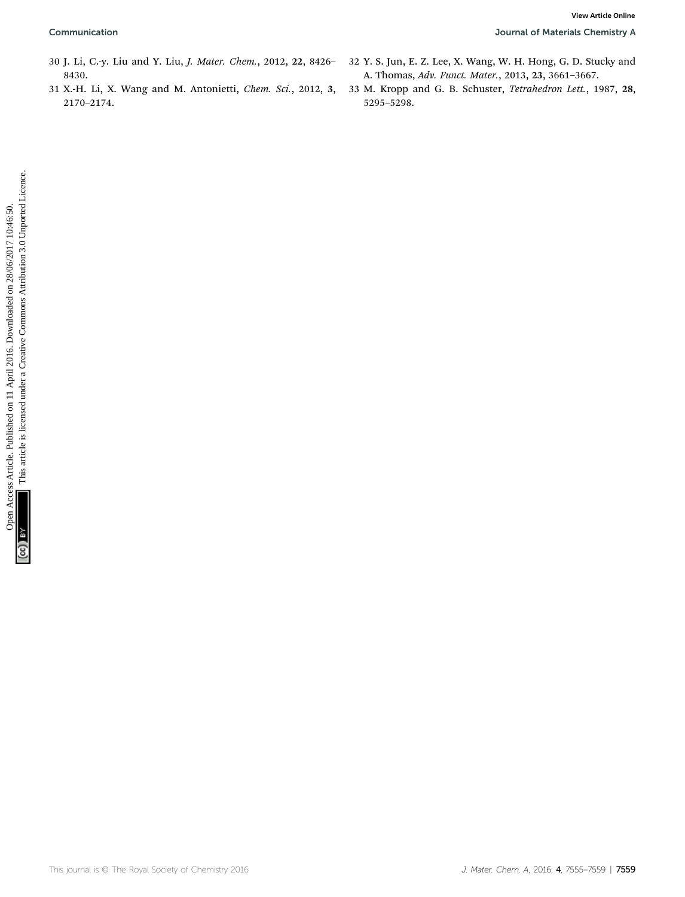30 J. Li, C.-y. Liu and Y. Liu, *J. Mater. Chem.*, 2012, **22**, 8426–8430.

31 X.-H. Li, X. Wang and M. Antonietti, *Chem. Sci.*, 2012, **3**, 2170–2174.

32 Y. S. Jun, E. Z. Lee, X. Wang, W. H. Hong, G. D. Stucky and A. Thomas, *Adv. Funct. Mater.*, 2013, **23**, 3661–3667.

33 M. Kropp and G. B. Schuster, *Tetrahedron Lett.*, 1987, **28**, 5295–5298.